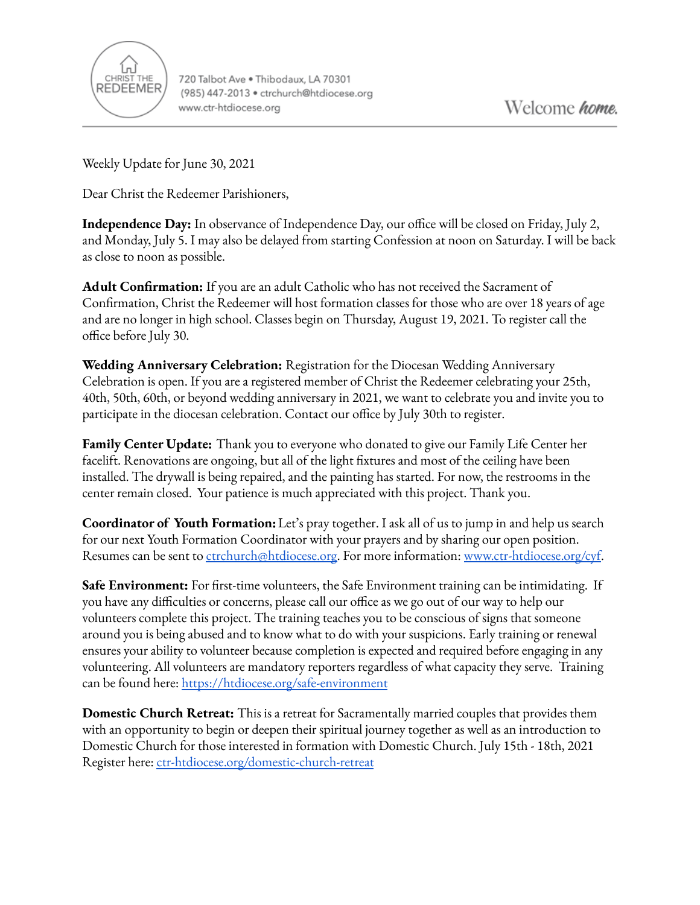CHRIST THE REDEEMER

720 Talbot Ave • Thibodaux, LA 70301
(985) 447-2013 • ctrchurch@htdiocese.org
www.ctr-htdiocese.org

Welcome ***home.***

---

Weekly Update for June 30, 2021

Dear Christ the Redeemer Parishioners,

**Independence Day:** In observance of Independence Day, our office will be closed on Friday, July 2, and Monday, July 5. I may also be delayed from starting Confession at noon on Saturday. I will be back as close to noon as possible.

**Adult Confirmation:** If you are an adult Catholic who has not received the Sacrament of Confirmation, Christ the Redeemer will host formation classes for those who are over 18 years of age and are no longer in high school. Classes begin on Thursday, August 19, 2021. To register call the office before July 30.

**Wedding Anniversary Celebration:** Registration for the Diocesan Wedding Anniversary Celebration is open. If you are a registered member of Christ the Redeemer celebrating your 25th, 40th, 50th, 60th, or beyond wedding anniversary in 2021, we want to celebrate you and invite you to participate in the diocesan celebration. Contact our office by July 30th to register.

**Family Center Update:** Thank you to everyone who donated to give our Family Life Center her facelift. Renovations are ongoing, but all of the light fixtures and most of the ceiling have been installed. The drywall is being repaired, and the painting has started. For now, the restrooms in the center remain closed. Your patience is much appreciated with this project. Thank you.

**Coordinator of Youth Formation:** Let's pray together. I ask all of us to jump in and help us search for our next Youth Formation Coordinator with your prayers and by sharing our open position. Resumes can be sent to [ctrchurch@htdiocese.org](mailto:ctrchurch@htdiocese.org). For more information: [www.ctr-htdiocese.org/cyf](http://www.ctr-htdiocese.org/cyf).

**Safe Environment:** For first-time volunteers, the Safe Environment training can be intimidating. If you have any difficulties or concerns, please call our office as we go out of our way to help our volunteers complete this project. The training teaches you to be conscious of signs that someone around you is being abused and to know what to do with your suspicions. Early training or renewal ensures your ability to volunteer because completion is expected and required before engaging in any volunteering. All volunteers are mandatory reporters regardless of what capacity they serve. Training can be found here: [https://htdiocese.org/safe-environment](https://htdiocese.org/safe-environment)

**Domestic Church Retreat:** This is a retreat for Sacramentally married couples that provides them with an opportunity to begin or deepen their spiritual journey together as well as an introduction to Domestic Church for those interested in formation with Domestic Church. July 15th - 18th, 2021
Register here: [ctr-htdiocese.org/domestic-church-retreat](https://ctr-htdiocese.org/domestic-church-retreat)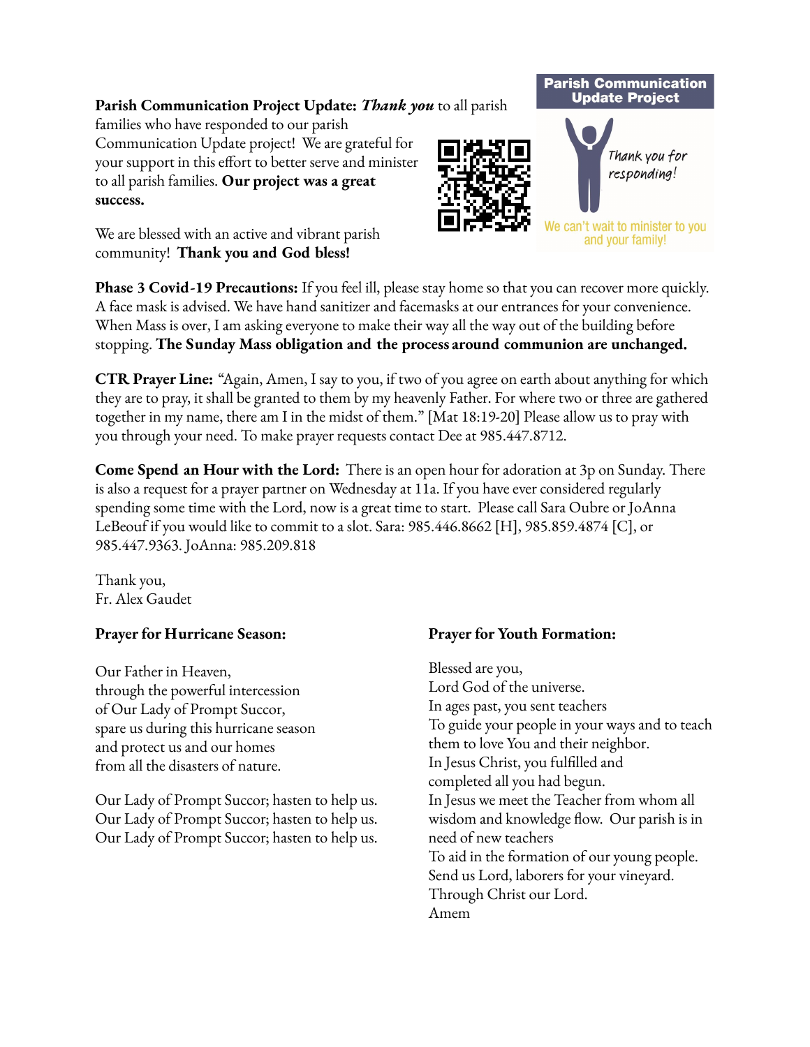**Parish Communication Project Update:** ***Thank you*** to all parish families who have responded to our parish Communication Update project! We are grateful for your support in this effort to better serve and minister to all parish families. **Our project was a great success.**

We are blessed with an active and vibrant parish community! **Thank you and God bless!**

Parish Communication Update Project

Thank you for responding!

We can't wait to minister to you and your family!

**Phase 3 Covid-19 Precautions:** If you feel ill, please stay home so that you can recover more quickly. A face mask is advised. We have hand sanitizer and facemasks at our entrances for your convenience. When Mass is over, I am asking everyone to make their way all the way out of the building before stopping. **The Sunday Mass obligation and the process around communion are unchanged.**

**CTR Prayer Line:** "Again, Amen, I say to you, if two of you agree on earth about anything for which they are to pray, it shall be granted to them by my heavenly Father. For where two or three are gathered together in my name, there am I in the midst of them." [Mat 18:19-20] Please allow us to pray with you through your need. To make prayer requests contact Dee at 985.447.8712.

**Come Spend an Hour with the Lord:** There is an open hour for adoration at 3p on Sunday. There is also a request for a prayer partner on Wednesday at 11a. If you have ever considered regularly spending some time with the Lord, now is a great time to start. Please call Sara Oubre or JoAnna LeBeouf if you would like to commit to a slot. Sara: 985.446.8662 [H], 985.859.4874 [C], or 985.447.9363. JoAnna: 985.209.818

Thank you,
Fr. Alex Gaudet

**Prayer for Hurricane Season:**

Our Father in Heaven,
through the powerful intercession
of Our Lady of Prompt Succor,
spare us during this hurricane season
and protect us and our homes
from all the disasters of nature.

Our Lady of Prompt Succor; hasten to help us.
Our Lady of Prompt Succor; hasten to help us.
Our Lady of Prompt Succor; hasten to help us.

**Prayer for Youth Formation:**

Blessed are you,
Lord God of the universe.
In ages past, you sent teachers
To guide your people in your ways and to teach them to love You and their neighbor.
In Jesus Christ, you fulfilled and completed all you had begun.
In Jesus we meet the Teacher from whom all wisdom and knowledge flow. Our parish is in need of new teachers
To aid in the formation of our young people.
Send us Lord, laborers for your vineyard.
Through Christ our Lord.
Amem